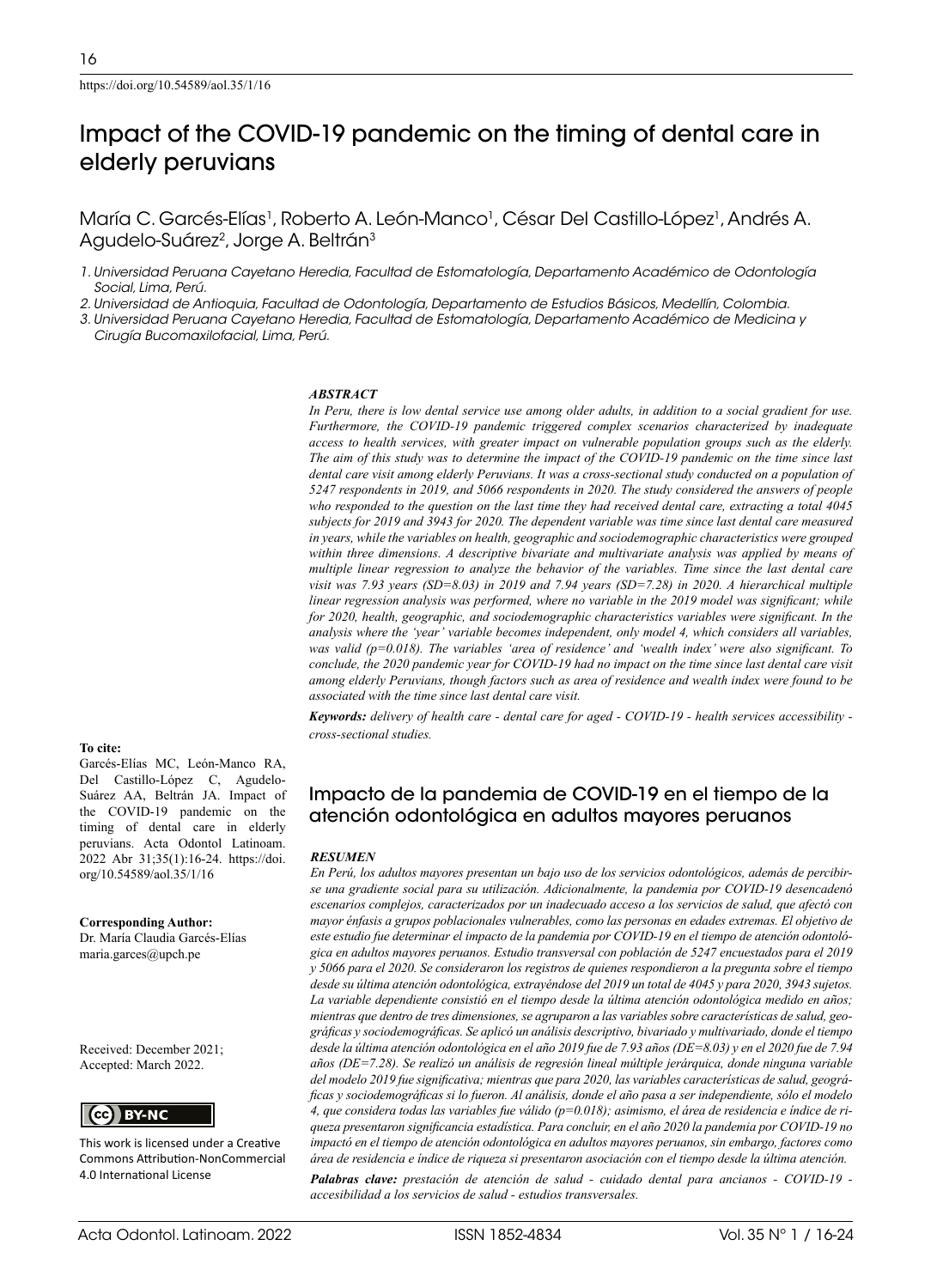https://doi.org/10.54589/aol.35/1/16

# Impact of the COVID-19 pandemic on the timing of dental care in elderly peruvians

María C. Garcés-Elías[1], Roberto A. León-Manco[1], César Del Castillo-López[1], Andrés A. Agudelo-Suárez[2], Jorge A. Beltrán[3]

*1. Universidad Peruana Cayetano Heredia, Facultad de Estomatología, Departamento Académico de Odontología Social, Lima, Perú.*
*2. Universidad de Antioquia, Facultad de Odontología, Departamento de Estudios Básicos, Medellín, Colombia.*
*3. Universidad Peruana Cayetano Heredia, Facultad de Estomatología, Departamento Académico de Medicina y Cirugía Bucomaxilofacial, Lima, Perú.*

### ABSTRACT

*In Peru, there is low dental service use among older adults, in addition to a social gradient for use. Furthermore, the COVID-19 pandemic triggered complex scenarios characterized by inadequate access to health services, with greater impact on vulnerable population groups such as the elderly. The aim of this study was to determine the impact of the COVID-19 pandemic on the time since last dental care visit among elderly Peruvians. It was a cross-sectional study conducted on a population of 5247 respondents in 2019, and 5066 respondents in 2020. The study considered the answers of people who responded to the question on the last time they had received dental care, extracting a total 4045 subjects for 2019 and 3943 for 2020. The dependent variable was time since last dental care measured in years, while the variables on health, geographic and sociodemographic characteristics were grouped within three dimensions. A descriptive bivariate and multivariate analysis was applied by means of multiple linear regression to analyze the behavior of the variables. Time since the last dental care visit was 7.93 years (SD=8.03) in 2019 and 7.94 years (SD=7.28) in 2020. A hierarchical multiple linear regression analysis was performed, where no variable in the 2019 model was significant; while for 2020, health, geographic, and sociodemographic characteristics variables were significant. In the analysis where the 'year' variable becomes independent, only model 4, which considers all variables, was valid (p=0.018). The variables 'area of residence' and 'wealth index' were also significant. To conclude, the 2020 pandemic year for COVID-19 had no impact on the time since last dental care visit among elderly Peruvians, though factors such as area of residence and wealth index were found to be associated with the time since last dental care visit.*

***Keywords:** delivery of health care - dental care for aged - COVID-19 - health services accessibility - cross-sectional studies.*

**To cite:**
Garcés-Elías MC, León-Manco RA, Del Castillo-López C, Agudelo-Suárez AA, Beltrán JA. Impact of the COVID-19 pandemic on the timing of dental care in elderly peruvians. Acta Odontol Latinoam. 2022 Abr 31;35(1):16-24. https://doi.org/10.54589/aol.35/1/16

**Corresponding Author:**
Dr. María Claudia Garcés-Elías
maria.garces@upch.pe

Received: December 2021;
Accepted: March 2022.

CC BY-NC

This work is licensed under a Creative Commons Attribution-NonCommercial 4.0 International License

## Impacto de la pandemia de COVID-19 en el tiempo de la atención odontológica en adultos mayores peruanos

### RESUMEN

*En Perú, los adultos mayores presentan un bajo uso de los servicios odontológicos, además de percibirse una gradiente social para su utilización. Adicionalmente, la pandemia por COVID-19 desencadenó escenarios complejos, caracterizados por un inadecuado acceso a los servicios de salud, que afectó con mayor énfasis a grupos poblacionales vulnerables, como las personas en edades extremas. El objetivo de este estudio fue determinar el impacto de la pandemia por COVID-19 en el tiempo de atención odontológica en adultos mayores peruanos. Estudio transversal con población de 5247 encuestados para el 2019 y 5066 para el 2020. Se consideraron los registros de quienes respondieron a la pregunta sobre el tiempo desde su última atención odontológica, extrayéndose del 2019 un total de 4045 y para 2020, 3943 sujetos. La variable dependiente consistió en el tiempo desde la última atención odontológica medido en años; mientras que dentro de tres dimensiones, se agruparon a las variables sobre características de salud, geográficas y sociodemográficas. Se aplicó un análisis descriptivo, bivariado y multivariado, donde el tiempo desde la última atención odontológica en el año 2019 fue de 7.93 años (DE=8.03) y en el 2020 fue de 7.94 años (DE=7.28). Se realizó un análisis de regresión lineal múltiple jerárquica, donde ninguna variable del modelo 2019 fue significativa; mientras que para 2020, las variables características de salud, geográficas y sociodemográficas si lo fueron. Al análisis, donde el año pasa a ser independiente, sólo el modelo 4, que considera todas las variables fue válido (p=0.018); asimismo, el área de residencia e índice de riqueza presentaron significancia estadística. Para concluir, en el año 2020 la pandemia por COVID-19 no impactó en el tiempo de atención odontológica en adultos mayores peruanos, sin embargo, factores como área de residencia e índice de riqueza si presentaron asociación con el tiempo desde la última atención.*

***Palabras clave:** prestación de atención de salud - cuidado dental para ancianos - COVID-19 - accesibilidad a los servicios de salud - estudios transversales.*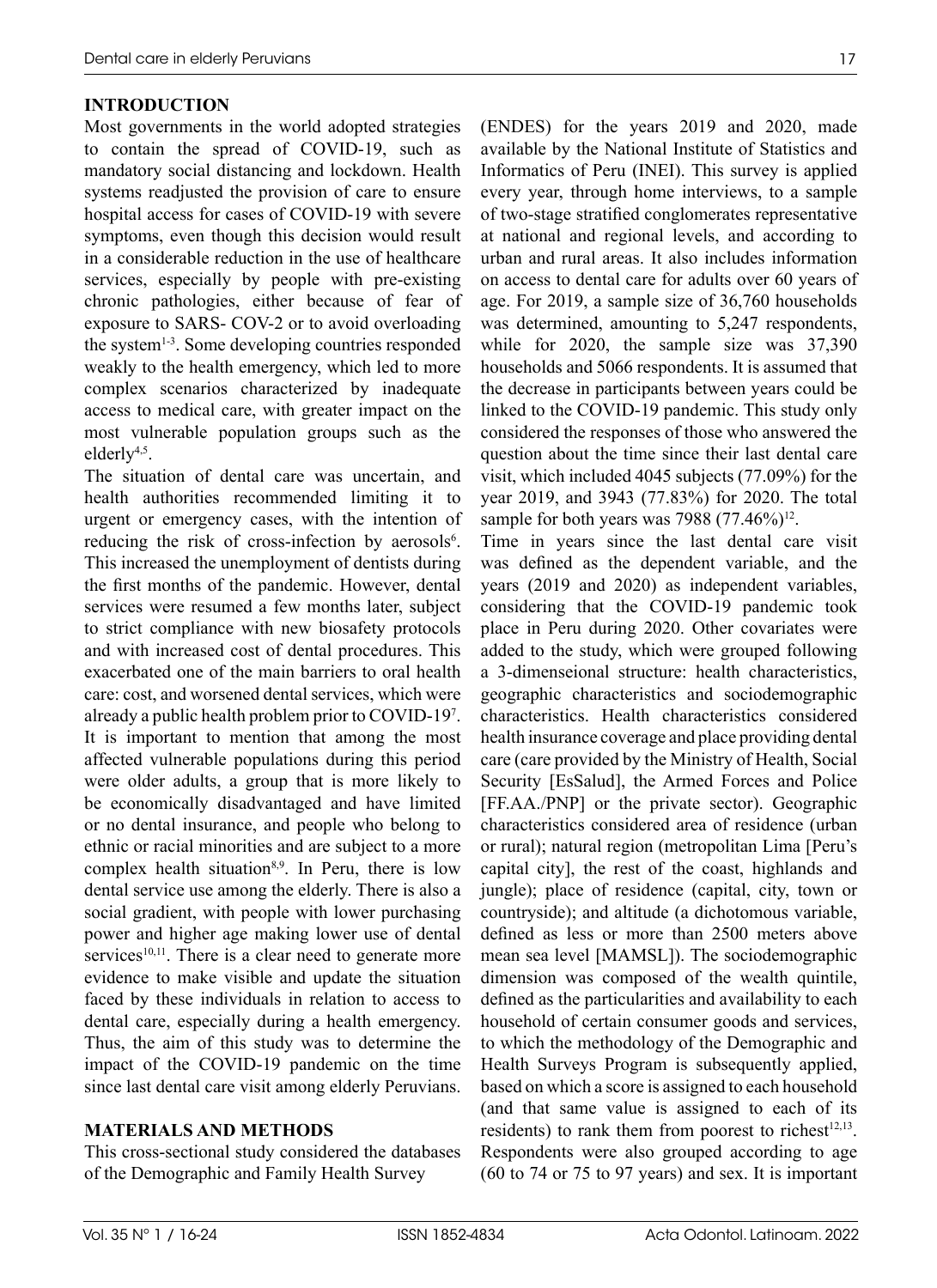## INTRODUCTION

Most governments in the world adopted strategies to contain the spread of COVID-19, such as mandatory social distancing and lockdown. Health systems readjusted the provision of care to ensure hospital access for cases of COVID-19 with severe symptoms, even though this decision would result in a considerable reduction in the use of healthcare services, especially by people with pre-existing chronic pathologies, either because of fear of exposure to SARS- COV-2 or to avoid overloading the system[1-3]. Some developing countries responded weakly to the health emergency, which led to more complex scenarios characterized by inadequate access to medical care, with greater impact on the most vulnerable population groups such as the elderly[4,5].

The situation of dental care was uncertain, and health authorities recommended limiting it to urgent or emergency cases, with the intention of reducing the risk of cross-infection by aerosols[6]. This increased the unemployment of dentists during the first months of the pandemic. However, dental services were resumed a few months later, subject to strict compliance with new biosafety protocols and with increased cost of dental procedures. This exacerbated one of the main barriers to oral health care: cost, and worsened dental services, which were already a public health problem prior to COVID-19[7]. It is important to mention that among the most affected vulnerable populations during this period were older adults, a group that is more likely to be economically disadvantaged and have limited or no dental insurance, and people who belong to ethnic or racial minorities and are subject to a more complex health situation[8,9]. In Peru, there is low dental service use among the elderly. There is also a social gradient, with people with lower purchasing power and higher age making lower use of dental services[10,11]. There is a clear need to generate more evidence to make visible and update the situation faced by these individuals in relation to access to dental care, especially during a health emergency. Thus, the aim of this study was to determine the impact of the COVID-19 pandemic on the time since last dental care visit among elderly Peruvians.

## MATERIALS AND METHODS

This cross-sectional study considered the databases of the Demographic and Family Health Survey (ENDES) for the years 2019 and 2020, made available by the National Institute of Statistics and Informatics of Peru (INEI). This survey is applied every year, through home interviews, to a sample of two-stage stratified conglomerates representative at national and regional levels, and according to urban and rural areas. It also includes information on access to dental care for adults over 60 years of age. For 2019, a sample size of 36,760 households was determined, amounting to 5,247 respondents, while for 2020, the sample size was 37,390 households and 5066 respondents. It is assumed that the decrease in participants between years could be linked to the COVID-19 pandemic. This study only considered the responses of those who answered the question about the time since their last dental care visit, which included 4045 subjects (77.09%) for the year 2019, and 3943 (77.83%) for 2020. The total sample for both years was 7988 (77.46%)[12].

Time in years since the last dental care visit was defined as the dependent variable, and the years (2019 and 2020) as independent variables, considering that the COVID-19 pandemic took place in Peru during 2020. Other covariates were added to the study, which were grouped following a 3-dimenseional structure: health characteristics, geographic characteristics and sociodemographic characteristics. Health characteristics considered health insurance coverage and place providing dental care (care provided by the Ministry of Health, Social Security [EsSalud], the Armed Forces and Police [FF.AA./PNP] or the private sector). Geographic characteristics considered area of residence (urban or rural); natural region (metropolitan Lima [Peru's capital city], the rest of the coast, highlands and jungle); place of residence (capital, city, town or countryside); and altitude (a dichotomous variable, defined as less or more than 2500 meters above mean sea level [MAMSL]). The sociodemographic dimension was composed of the wealth quintile, defined as the particularities and availability to each household of certain consumer goods and services, to which the methodology of the Demographic and Health Surveys Program is subsequently applied, based on which a score is assigned to each household (and that same value is assigned to each of its residents) to rank them from poorest to richest[12,13]. Respondents were also grouped according to age (60 to 74 or 75 to 97 years) and sex. It is important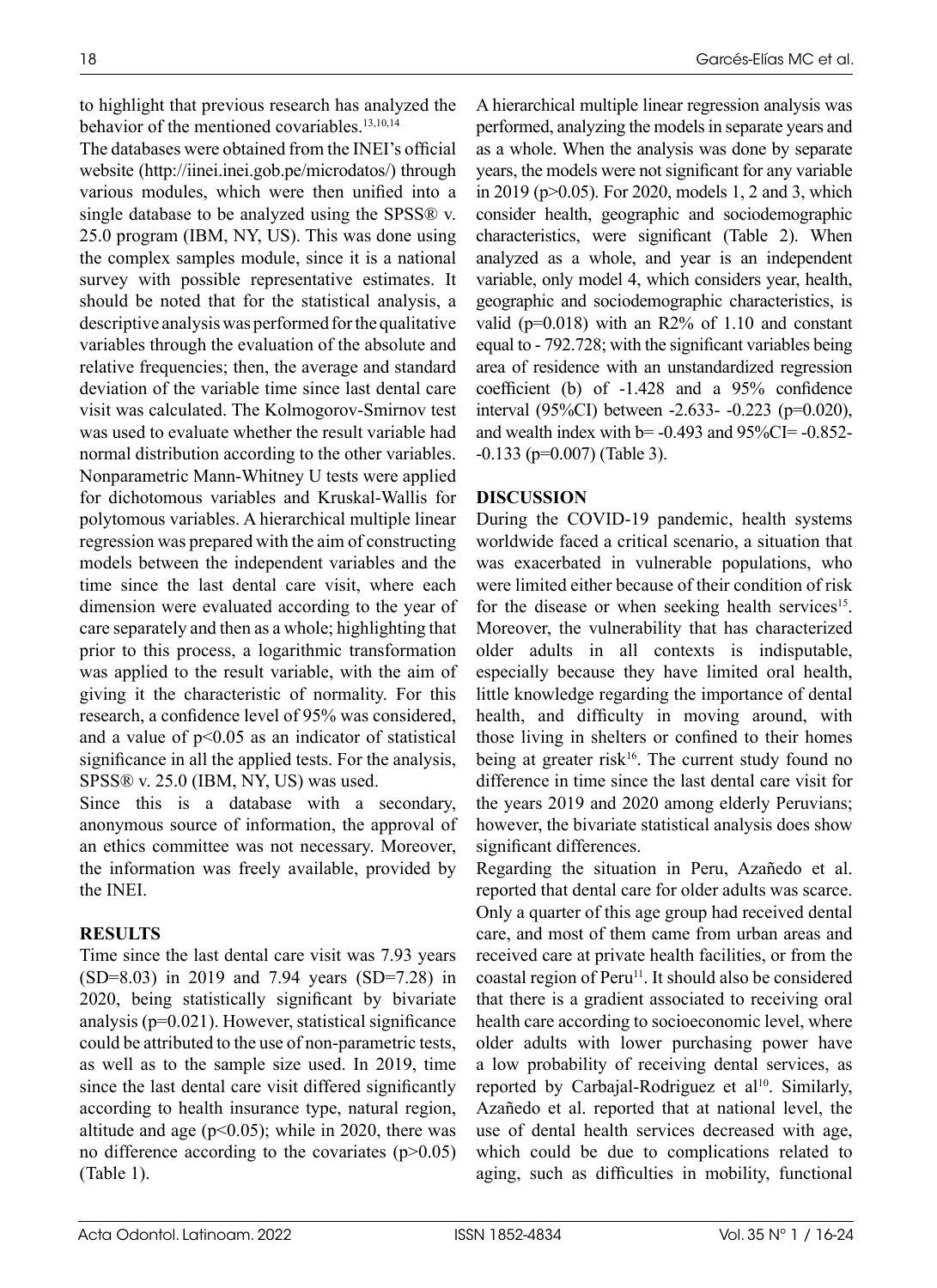to highlight that previous research has analyzed the behavior of the mentioned covariables.[13,10,14]

The databases were obtained from the INEI's official website (http://iinei.inei.gob.pe/microdatos/) through various modules, which were then unified into a single database to be analyzed using the SPSS® v. 25.0 program (IBM, NY, US). This was done using the complex samples module, since it is a national survey with possible representative estimates. It should be noted that for the statistical analysis, a descriptive analysis was performed for the qualitative variables through the evaluation of the absolute and relative frequencies; then, the average and standard deviation of the variable time since last dental care visit was calculated. The Kolmogorov-Smirnov test was used to evaluate whether the result variable had normal distribution according to the other variables. Nonparametric Mann-Whitney U tests were applied for dichotomous variables and Kruskal-Wallis for polytomous variables. A hierarchical multiple linear regression was prepared with the aim of constructing models between the independent variables and the time since the last dental care visit, where each dimension were evaluated according to the year of care separately and then as a whole; highlighting that prior to this process, a logarithmic transformation was applied to the result variable, with the aim of giving it the characteristic of normality. For this research, a confidence level of 95% was considered, and a value of $p<0.05$ as an indicator of statistical significance in all the applied tests. For the analysis, SPSS® v. 25.0 (IBM, NY, US) was used.

Since this is a database with a secondary, anonymous source of information, the approval of an ethics committee was not necessary. Moreover, the information was freely available, provided by the INEI.

## RESULTS

Time since the last dental care visit was 7.93 years (SD=8.03) in 2019 and 7.94 years (SD=7.28) in 2020, being statistically significant by bivariate analysis ($p=0.021$). However, statistical significance could be attributed to the use of non-parametric tests, as well as to the sample size used. In 2019, time since the last dental care visit differed significantly according to health insurance type, natural region, altitude and age ($p<0.05$); while in 2020, there was no difference according to the covariates ($p>0.05$) (Table 1).

A hierarchical multiple linear regression analysis was performed, analyzing the models in separate years and as a whole. When the analysis was done by separate years, the models were not significant for any variable in 2019 ($p>0.05$). For 2020, models 1, 2 and 3, which consider health, geographic and sociodemographic characteristics, were significant (Table 2). When analyzed as a whole, and year is an independent variable, only model 4, which considers year, health, geographic and sociodemographic characteristics, is valid ($p=0.018$) with an R2% of 1.10 and constant equal to - 792.728; with the significant variables being area of residence with an unstandardized regression coefficient (b) of -1.428 and a 95% confidence interval (95%CI) between -2.633- -0.223 ($p=0.020$), and wealth index with b= -0.493 and 95%CI= -0.852- -0.133 ($p=0.007$) (Table 3).

## DISCUSSION

During the COVID-19 pandemic, health systems worldwide faced a critical scenario, a situation that was exacerbated in vulnerable populations, who were limited either because of their condition of risk for the disease or when seeking health services[15]. Moreover, the vulnerability that has characterized older adults in all contexts is indisputable, especially because they have limited oral health, little knowledge regarding the importance of dental health, and difficulty in moving around, with those living in shelters or confined to their homes being at greater risk[16]. The current study found no difference in time since the last dental care visit for the years 2019 and 2020 among elderly Peruvians; however, the bivariate statistical analysis does show significant differences.

Regarding the situation in Peru, Azañedo et al. reported that dental care for older adults was scarce. Only a quarter of this age group had received dental care, and most of them came from urban areas and received care at private health facilities, or from the coastal region of Peru[11]. It should also be considered that there is a gradient associated to receiving oral health care according to socioeconomic level, where older adults with lower purchasing power have a low probability of receiving dental services, as reported by Carbajal-Rodriguez et al[10]. Similarly, Azañedo et al. reported that at national level, the use of dental health services decreased with age, which could be due to complications related to aging, such as difficulties in mobility, functional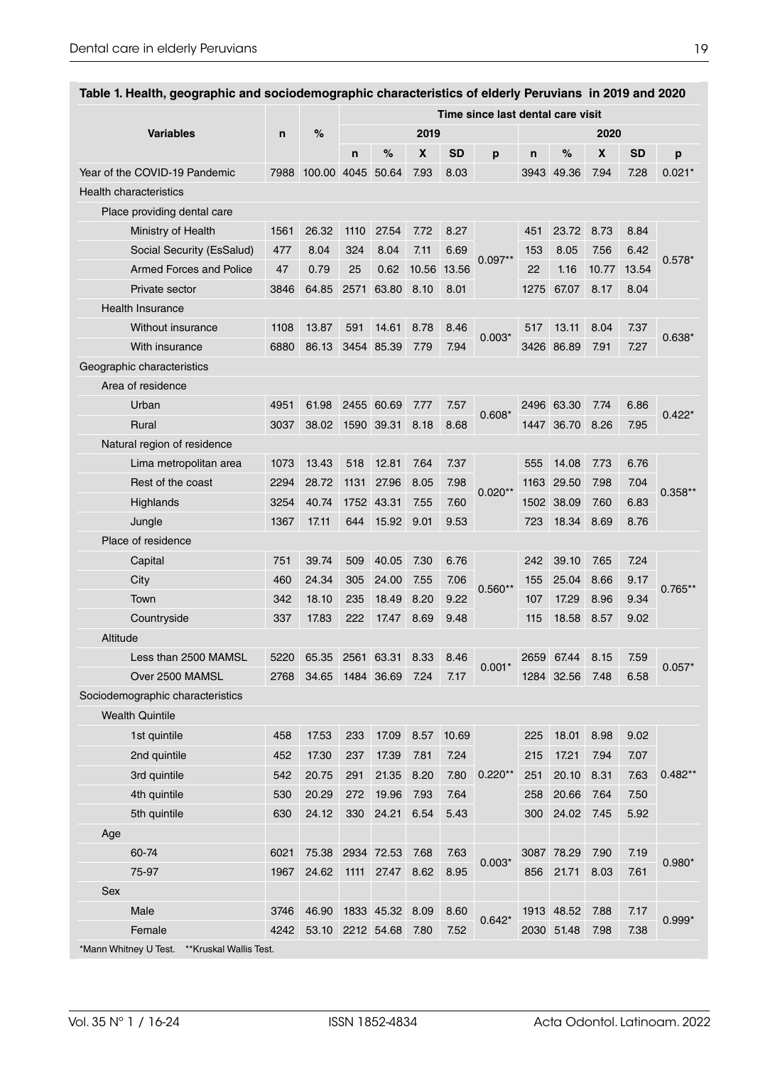**Table 1. Health, geographic and sociodemographic characteristics of elderly Peruvians in 2019 and 2020**

| Variables | n | % | Time since last dental care visit | | | | | | | | | |
|---|---|---|---|---|---|---|---|---|---|---|---|---|
| | | | 2019 | | | | | 2020 | | | | |
| | | | n | % | X | SD | p | n | % | X | SD | p |
| Year of the COVID-19 Pandemic | 7988 | 100.00 | 4045 | 50.64 | 7.93 | 8.03 | | 3943 | 49.36 | 7.94 | 7.28 | 0.021* |
| Health characteristics | | | | | | | | | | | | |
| Place providing dental care | | | | | | | | | | | | |
| Ministry of Health | 1561 | 26.32 | 1110 | 27.54 | 7.72 | 8.27 | 0.097** | 451 | 23.72 | 8.73 | 8.84 | 0.578* |
| Social Security (EsSalud) | 477 | 8.04 | 324 | 8.04 | 7.11 | 6.69 | | 153 | 8.05 | 7.56 | 6.42 | |
| Armed Forces and Police | 47 | 0.79 | 25 | 0.62 | 10.56 | 13.56 | | 22 | 1.16 | 10.77 | 13.54 | |
| Private sector | 3846 | 64.85 | 2571 | 63.80 | 8.10 | 8.01 | | 1275 | 67.07 | 8.17 | 8.04 | |
| Health Insurance | | | | | | | | | | | | |
| Without insurance | 1108 | 13.87 | 591 | 14.61 | 8.78 | 8.46 | 0.003* | 517 | 13.11 | 8.04 | 7.37 | 0.638* |
| With insurance | 6880 | 86.13 | 3454 | 85.39 | 7.79 | 7.94 | | 3426 | 86.89 | 7.91 | 7.27 | |
| Geographic characteristics | | | | | | | | | | | | |
| Area of residence | | | | | | | | | | | | |
| Urban | 4951 | 61.98 | 2455 | 60.69 | 7.77 | 7.57 | 0.608* | 2496 | 63.30 | 7.74 | 6.86 | 0.422* |
| Rural | 3037 | 38.02 | 1590 | 39.31 | 8.18 | 8.68 | | 1447 | 36.70 | 8.26 | 7.95 | |
| Natural region of residence | | | | | | | | | | | | |
| Lima metropolitan area | 1073 | 13.43 | 518 | 12.81 | 7.64 | 7.37 | 0.020** | 555 | 14.08 | 7.73 | 6.76 | 0.358** |
| Rest of the coast | 2294 | 28.72 | 1131 | 27.96 | 8.05 | 7.98 | | 1163 | 29.50 | 7.98 | 7.04 | |
| Highlands | 3254 | 40.74 | 1752 | 43.31 | 7.55 | 7.60 | | 1502 | 38.09 | 7.60 | 6.83 | |
| Jungle | 1367 | 17.11 | 644 | 15.92 | 9.01 | 9.53 | | 723 | 18.34 | 8.69 | 8.76 | |
| Place of residence | | | | | | | | | | | | |
| Capital | 751 | 39.74 | 509 | 40.05 | 7.30 | 6.76 | 0.560** | 242 | 39.10 | 7.65 | 7.24 | 0.765** |
| City | 460 | 24.34 | 305 | 24.00 | 7.55 | 7.06 | | 155 | 25.04 | 8.66 | 9.17 | |
| Town | 342 | 18.10 | 235 | 18.49 | 8.20 | 9.22 | | 107 | 17.29 | 8.96 | 9.34 | |
| Countryside | 337 | 17.83 | 222 | 17.47 | 8.69 | 9.48 | | 115 | 18.58 | 8.57 | 9.02 | |
| Altitude | | | | | | | | | | | | |
| Less than 2500 MAMSL | 5220 | 65.35 | 2561 | 63.31 | 8.33 | 8.46 | 0.001* | 2659 | 67.44 | 8.15 | 7.59 | 0.057* |
| Over 2500 MAMSL | 2768 | 34.65 | 1484 | 36.69 | 7.24 | 7.17 | | 1284 | 32.56 | 7.48 | 6.58 | |
| Sociodemographic characteristics | | | | | | | | | | | | |
| Wealth Quintile | | | | | | | | | | | | |
| 1st quintile | 458 | 17.53 | 233 | 17.09 | 8.57 | 10.69 | 0.220** | 225 | 18.01 | 8.98 | 9.02 | 0.482** |
| 2nd quintile | 452 | 17.30 | 237 | 17.39 | 7.81 | 7.24 | | 215 | 17.21 | 7.94 | 7.07 | |
| 3rd quintile | 542 | 20.75 | 291 | 21.35 | 8.20 | 7.80 | | 251 | 20.10 | 8.31 | 7.63 | |
| 4th quintile | 530 | 20.29 | 272 | 19.96 | 7.93 | 7.64 | | 258 | 20.66 | 7.64 | 7.50 | |
| 5th quintile | 630 | 24.12 | 330 | 24.21 | 6.54 | 5.43 | | 300 | 24.02 | 7.45 | 5.92 | |
| Age | | | | | | | | | | | | |
| 60-74 | 6021 | 75.38 | 2934 | 72.53 | 7.68 | 7.63 | 0.003* | 3087 | 78.29 | 7.90 | 7.19 | 0.980* |
| 75-97 | 1967 | 24.62 | 1111 | 27.47 | 8.62 | 8.95 | | 856 | 21.71 | 8.03 | 7.61 | |
| Sex | | | | | | | | | | | | |
| Male | 3746 | 46.90 | 1833 | 45.32 | 8.09 | 8.60 | 0.642* | 1913 | 48.52 | 7.88 | 7.17 | 0.999* |
| Female | 4242 | 53.10 | 2212 | 54.68 | 7.80 | 7.52 | | 2030 | 51.48 | 7.98 | 7.38 | |

*Mann Whitney U Test. **Kruskal Wallis Test.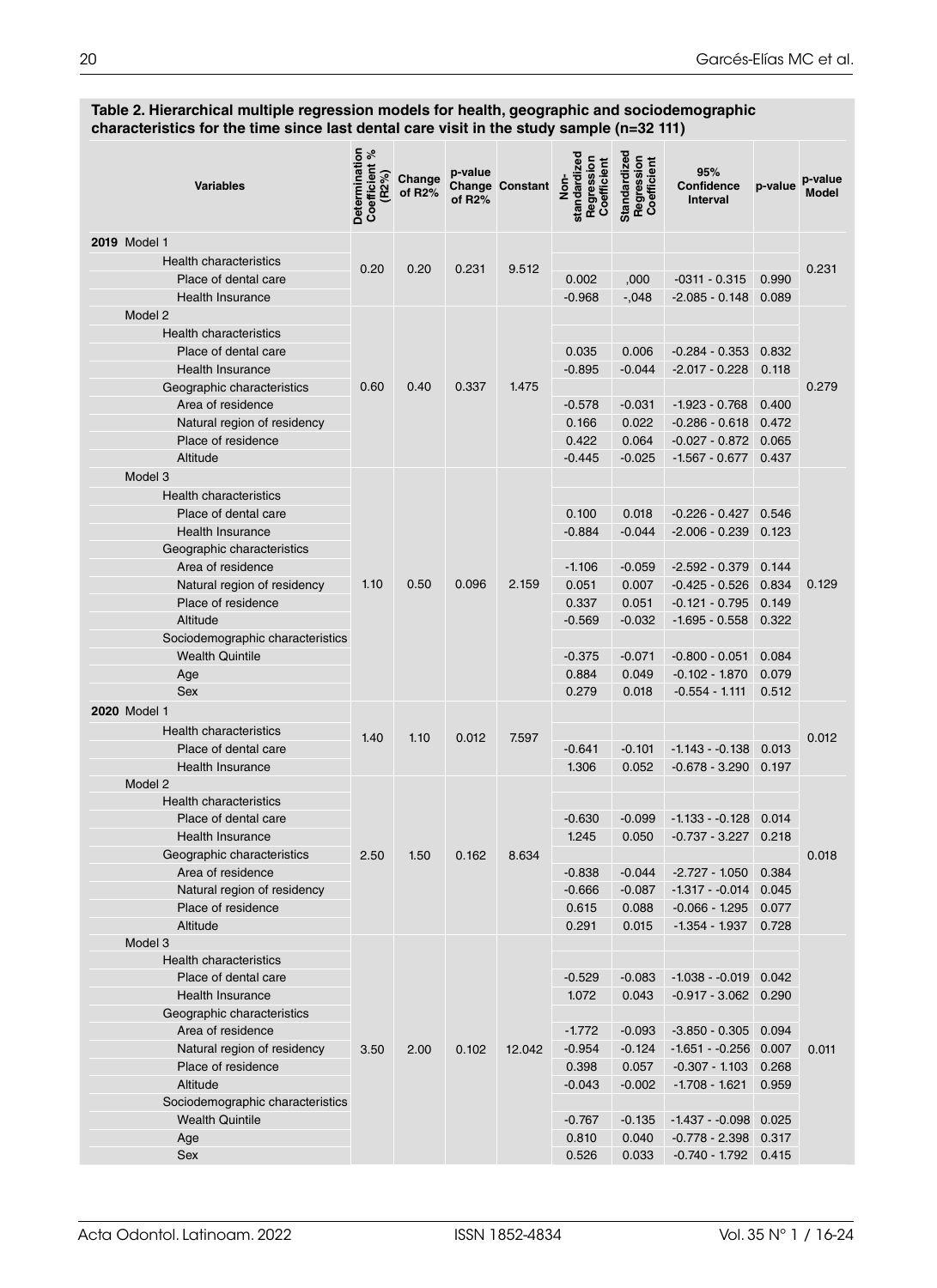**Table 2. Hierarchical multiple regression models for health, geographic and sociodemographic characteristics for the time since last dental care visit in the study sample (n=32 111)**

| Variables | Determination Coefficient % (R2%) | Change of R2% | p-value Change of R2% | Constant | Non-standardized Regression Coefficient | Standardized Regression Coefficient | 95% Confidence Interval | p-value | p-value Model |
|---|---|---|---|---|---|---|---|---|---|
| **2019** Model 1 | | | | | | | | | |
| Health characteristics | 0.20 | 0.20 | 0.231 | 9.512 | | | | | 0.231 |
| Place of dental care | | | | | 0.002 | ,000 | -0311 - 0.315 | 0.990 | |
| Health Insurance | | | | | -0.968 | -,048 | -2.085 - 0.148 | 0.089 | |
| Model 2 | | | | | | | | | |
| Health characteristics | | | | | | | | | |
| Place of dental care | | | | | 0.035 | 0.006 | -0.284 - 0.353 | 0.832 | |
| Health Insurance | | | | | -0.895 | -0.044 | -2.017 - 0.228 | 0.118 | |
| Geographic characteristics | 0.60 | 0.40 | 0.337 | 1.475 | | | | | 0.279 |
| Area of residence | | | | | -0.578 | -0.031 | -1.923 - 0.768 | 0.400 | |
| Natural region of residency | | | | | 0.166 | 0.022 | -0.286 - 0.618 | 0.472 | |
| Place of residence | | | | | 0.422 | 0.064 | -0.027 - 0.872 | 0.065 | |
| Altitude | | | | | -0.445 | -0.025 | -1.567 - 0.677 | 0.437 | |
| Model 3 | | | | | | | | | |
| Health characteristics | | | | | | | | | |
| Place of dental care | | | | | 0.100 | 0.018 | -0.226 - 0.427 | 0.546 | |
| Health Insurance | | | | | -0.884 | -0.044 | -2.006 - 0.239 | 0.123 | |
| Geographic characteristics | | | | | | | | | |
| Area of residence | | | | | -1.106 | -0.059 | -2.592 - 0.379 | 0.144 | |
| Natural region of residency | 1.10 | 0.50 | 0.096 | 2.159 | 0.051 | 0.007 | -0.425 - 0.526 | 0.834 | 0.129 |
| Place of residence | | | | | 0.337 | 0.051 | -0.121 - 0.795 | 0.149 | |
| Altitude | | | | | -0.569 | -0.032 | -1.695 - 0.558 | 0.322 | |
| Sociodemographic characteristics | | | | | | | | | |
| Wealth Quintile | | | | | -0.375 | -0.071 | -0.800 - 0.051 | 0.084 | |
| Age | | | | | 0.884 | 0.049 | -0.102 - 1.870 | 0.079 | |
| Sex | | | | | 0.279 | 0.018 | -0.554 - 1.111 | 0.512 | |
| **2020** Model 1 | | | | | | | | | |
| Health characteristics | 1.40 | 1.10 | 0.012 | 7.597 | | | | | 0.012 |
| Place of dental care | | | | | -0.641 | -0.101 | -1.143 - -0.138 | 0.013 | |
| Health Insurance | | | | | 1.306 | 0.052 | -0.678 - 3.290 | 0.197 | |
| Model 2 | | | | | | | | | |
| Health characteristics | | | | | | | | | |
| Place of dental care | | | | | -0.630 | -0.099 | -1.133 - -0.128 | 0.014 | |
| Health Insurance | | | | | 1.245 | 0.050 | -0.737 - 3.227 | 0.218 | |
| Geographic characteristics | 2.50 | 1.50 | 0.162 | 8.634 | | | | | 0.018 |
| Area of residence | | | | | -0.838 | -0.044 | -2.727 - 1.050 | 0.384 | |
| Natural region of residency | | | | | -0.666 | -0.087 | -1.317 - -0.014 | 0.045 | |
| Place of residence | | | | | 0.615 | 0.088 | -0.066 - 1.295 | 0.077 | |
| Altitude | | | | | 0.291 | 0.015 | -1.354 - 1.937 | 0.728 | |
| Model 3 | | | | | | | | | |
| Health characteristics | | | | | | | | | |
| Place of dental care | | | | | -0.529 | -0.083 | -1.038 - -0.019 | 0.042 | |
| Health Insurance | | | | | 1.072 | 0.043 | -0.917 - 3.062 | 0.290 | |
| Geographic characteristics | | | | | | | | | |
| Area of residence | | | | | -1.772 | -0.093 | -3.850 - 0.305 | 0.094 | |
| Natural region of residency | 3.50 | 2.00 | 0.102 | 12.042 | -0.954 | -0.124 | -1.651 - -0.256 | 0.007 | 0.011 |
| Place of residence | | | | | 0.398 | 0.057 | -0.307 - 1.103 | 0.268 | |
| Altitude | | | | | -0.043 | -0.002 | -1.708 - 1.621 | 0.959 | |
| Sociodemographic characteristics | | | | | | | | | |
| Wealth Quintile | | | | | -0.767 | -0.135 | -1.437 - -0.098 | 0.025 | |
| Age | | | | | 0.810 | 0.040 | -0.778 - 2.398 | 0.317 | |
| Sex | | | | | 0.526 | 0.033 | -0.740 - 1.792 | 0.415 | |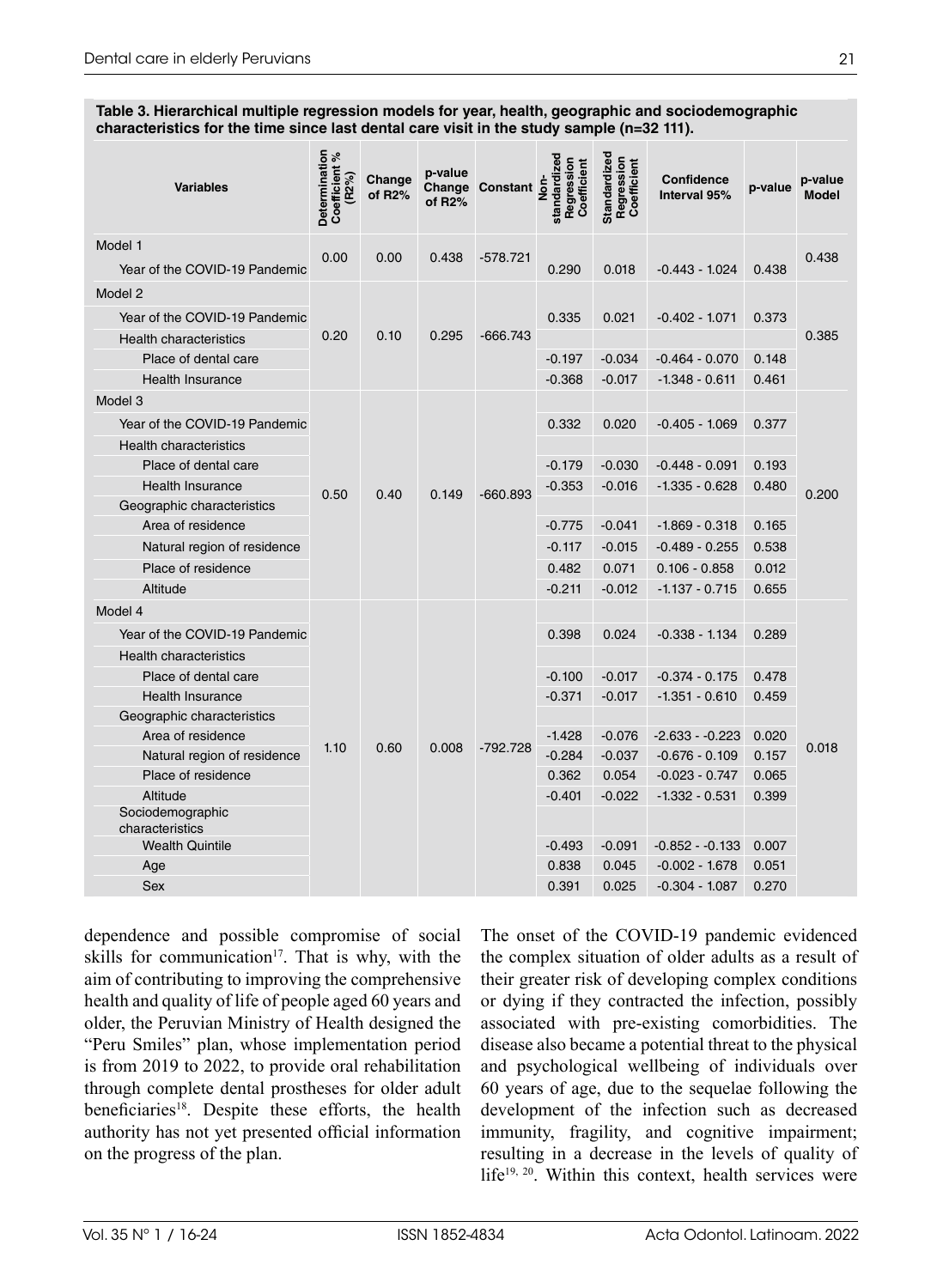**Table 3. Hierarchical multiple regression models for year, health, geographic and sociodemographic characteristics for the time since last dental care visit in the study sample (n=32 111).**

| Variables | Determination Coefficient % (R2%) | Change of R2% | p-value Change of R2% | Constant | Non-standardized Regression Coefficient | Standardized Regression Coefficient | Confidence Interval 95% | p-value | p-value Model |
|---|---|---|---|---|---|---|---|---|---|
| Model 1 | 0.00 | 0.00 | 0.438 | -578.721 | | | | | 0.438 |
| Year of the COVID-19 Pandemic | | | | | 0.290 | 0.018 | -0.443 - 1.024 | 0.438 | |
| Model 2 | 0.20 | 0.10 | 0.295 | -666.743 | | | | | 0.385 |
| Year of the COVID-19 Pandemic | | | | | 0.335 | 0.021 | -0.402 - 1.071 | 0.373 | |
| Health characteristics | | | | | | | | | |
| Place of dental care | | | | | -0.197 | -0.034 | -0.464 - 0.070 | 0.148 | |
| Health Insurance | | | | | -0.368 | -0.017 | -1.348 - 0.611 | 0.461 | |
| Model 3 | 0.50 | 0.40 | 0.149 | -660.893 | | | | | 0.200 |
| Year of the COVID-19 Pandemic | | | | | 0.332 | 0.020 | -0.405 - 1.069 | 0.377 | |
| Health characteristics | | | | | | | | | |
| Place of dental care | | | | | -0.179 | -0.030 | -0.448 - 0.091 | 0.193 | |
| Health Insurance | | | | | -0.353 | -0.016 | -1.335 - 0.628 | 0.480 | |
| Geographic characteristics | | | | | | | | | |
| Area of residence | | | | | -0.775 | -0.041 | -1.869 - 0.318 | 0.165 | |
| Natural region of residence | | | | | -0.117 | -0.015 | -0.489 - 0.255 | 0.538 | |
| Place of residence | | | | | 0.482 | 0.071 | 0.106 - 0.858 | 0.012 | |
| Altitude | | | | | -0.211 | -0.012 | -1.137 - 0.715 | 0.655 | |
| Model 4 | 1.10 | 0.60 | 0.008 | -792.728 | | | | | 0.018 |
| Year of the COVID-19 Pandemic | | | | | 0.398 | 0.024 | -0.338 - 1.134 | 0.289 | |
| Health characteristics | | | | | | | | | |
| Place of dental care | | | | | -0.100 | -0.017 | -0.374 - 0.175 | 0.478 | |
| Health Insurance | | | | | -0.371 | -0.017 | -1.351 - 0.610 | 0.459 | |
| Geographic characteristics | | | | | | | | | |
| Area of residence | | | | | -1.428 | -0.076 | -2.633 - -0.223 | 0.020 | |
| Natural region of residence | | | | | -0.284 | -0.037 | -0.676 - 0.109 | 0.157 | |
| Place of residence | | | | | 0.362 | 0.054 | -0.023 - 0.747 | 0.065 | |
| Altitude | | | | | -0.401 | -0.022 | -1.332 - 0.531 | 0.399 | |
| Sociodemographic characteristics | | | | | | | | | |
| Wealth Quintile | | | | | -0.493 | -0.091 | -0.852 - -0.133 | 0.007 | |
| Age | | | | | 0.838 | 0.045 | -0.002 - 1.678 | 0.051 | |
| Sex | | | | | 0.391 | 0.025 | -0.304 - 1.087 | 0.270 | |

dependence and possible compromise of social skills for communication[17]. That is why, with the aim of contributing to improving the comprehensive health and quality of life of people aged 60 years and older, the Peruvian Ministry of Health designed the "Peru Smiles" plan, whose implementation period is from 2019 to 2022, to provide oral rehabilitation through complete dental prostheses for older adult beneficiaries[18]. Despite these efforts, the health authority has not yet presented official information on the progress of the plan.

The onset of the COVID-19 pandemic evidenced the complex situation of older adults as a result of their greater risk of developing complex conditions or dying if they contracted the infection, possibly associated with pre-existing comorbidities. The disease also became a potential threat to the physical and psychological wellbeing of individuals over 60 years of age, due to the sequelae following the development of the infection such as decreased immunity, fragility, and cognitive impairment; resulting in a decrease in the levels of quality of life[19, 20]. Within this context, health services were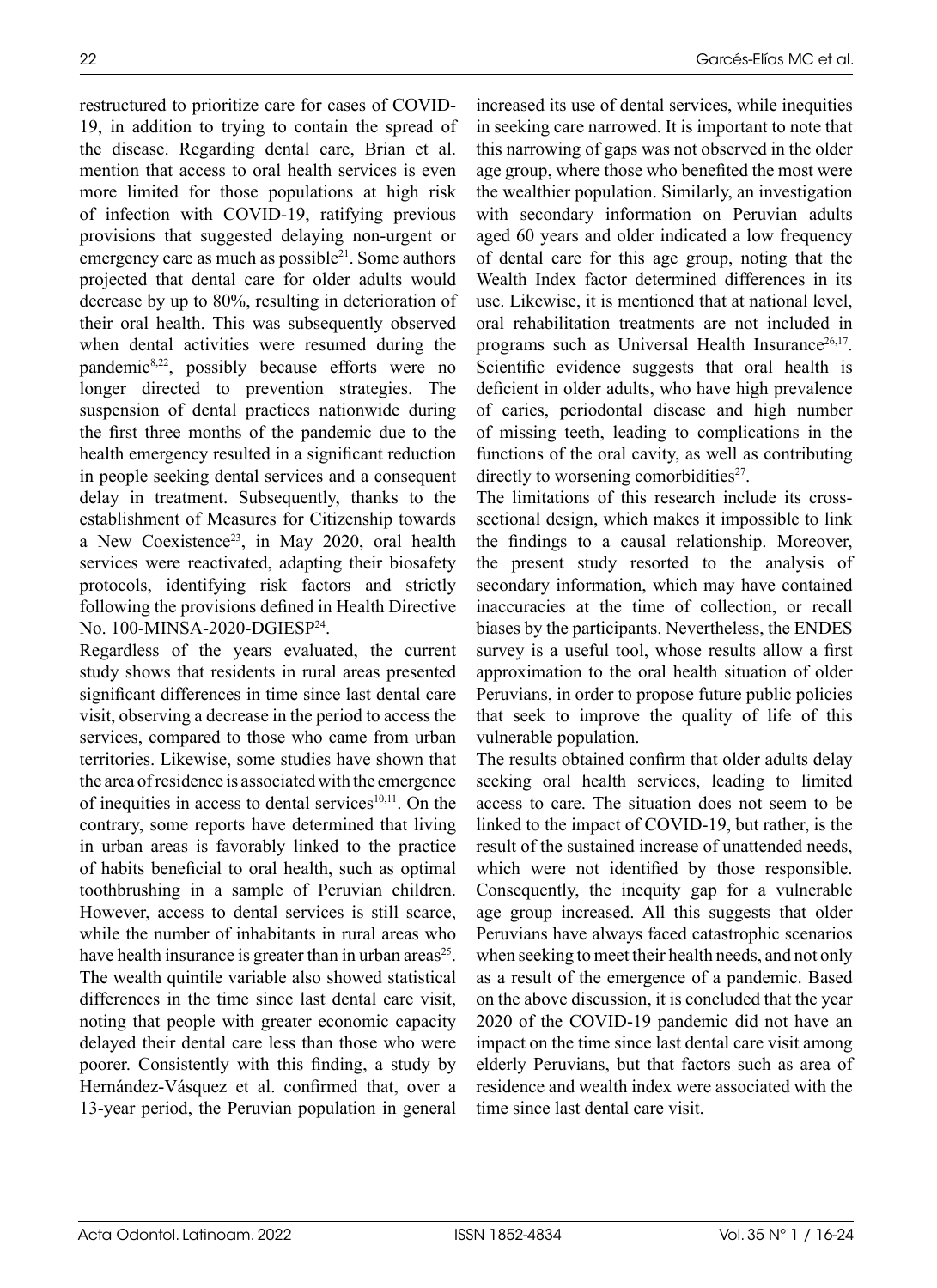restructured to prioritize care for cases of COVID-19, in addition to trying to contain the spread of the disease. Regarding dental care, Brian et al. mention that access to oral health services is even more limited for those populations at high risk of infection with COVID-19, ratifying previous provisions that suggested delaying non-urgent or emergency care as much as possible[21]. Some authors projected that dental care for older adults would decrease by up to 80%, resulting in deterioration of their oral health. This was subsequently observed when dental activities were resumed during the pandemic[8,22], possibly because efforts were no longer directed to prevention strategies. The suspension of dental practices nationwide during the first three months of the pandemic due to the health emergency resulted in a significant reduction in people seeking dental services and a consequent delay in treatment. Subsequently, thanks to the establishment of Measures for Citizenship towards a New Coexistence[23], in May 2020, oral health services were reactivated, adapting their biosafety protocols, identifying risk factors and strictly following the provisions defined in Health Directive No. 100-MINSA-2020-DGIESP[24].

Regardless of the years evaluated, the current study shows that residents in rural areas presented significant differences in time since last dental care visit, observing a decrease in the period to access the services, compared to those who came from urban territories. Likewise, some studies have shown that the area of residence is associated with the emergence of inequities in access to dental services[10,11]. On the contrary, some reports have determined that living in urban areas is favorably linked to the practice of habits beneficial to oral health, such as optimal toothbrushing in a sample of Peruvian children. However, access to dental services is still scarce, while the number of inhabitants in rural areas who have health insurance is greater than in urban areas[25]. The wealth quintile variable also showed statistical differences in the time since last dental care visit, noting that people with greater economic capacity delayed their dental care less than those who were poorer. Consistently with this finding, a study by Hernández-Vásquez et al. confirmed that, over a 13-year period, the Peruvian population in general increased its use of dental services, while inequities in seeking care narrowed. It is important to note that this narrowing of gaps was not observed in the older age group, where those who benefited the most were the wealthier population. Similarly, an investigation with secondary information on Peruvian adults aged 60 years and older indicated a low frequency of dental care for this age group, noting that the Wealth Index factor determined differences in its use. Likewise, it is mentioned that at national level, oral rehabilitation treatments are not included in programs such as Universal Health Insurance[26,17]. Scientific evidence suggests that oral health is deficient in older adults, who have high prevalence of caries, periodontal disease and high number of missing teeth, leading to complications in the functions of the oral cavity, as well as contributing directly to worsening comorbidities[27].

The limitations of this research include its cross-sectional design, which makes it impossible to link the findings to a causal relationship. Moreover, the present study resorted to the analysis of secondary information, which may have contained inaccuracies at the time of collection, or recall biases by the participants. Nevertheless, the ENDES survey is a useful tool, whose results allow a first approximation to the oral health situation of older Peruvians, in order to propose future public policies that seek to improve the quality of life of this vulnerable population.

The results obtained confirm that older adults delay seeking oral health services, leading to limited access to care. The situation does not seem to be linked to the impact of COVID-19, but rather, is the result of the sustained increase of unattended needs, which were not identified by those responsible. Consequently, the inequity gap for a vulnerable age group increased. All this suggests that older Peruvians have always faced catastrophic scenarios when seeking to meet their health needs, and not only as a result of the emergence of a pandemic. Based on the above discussion, it is concluded that the year 2020 of the COVID-19 pandemic did not have an impact on the time since last dental care visit among elderly Peruvians, but that factors such as area of residence and wealth index were associated with the time since last dental care visit.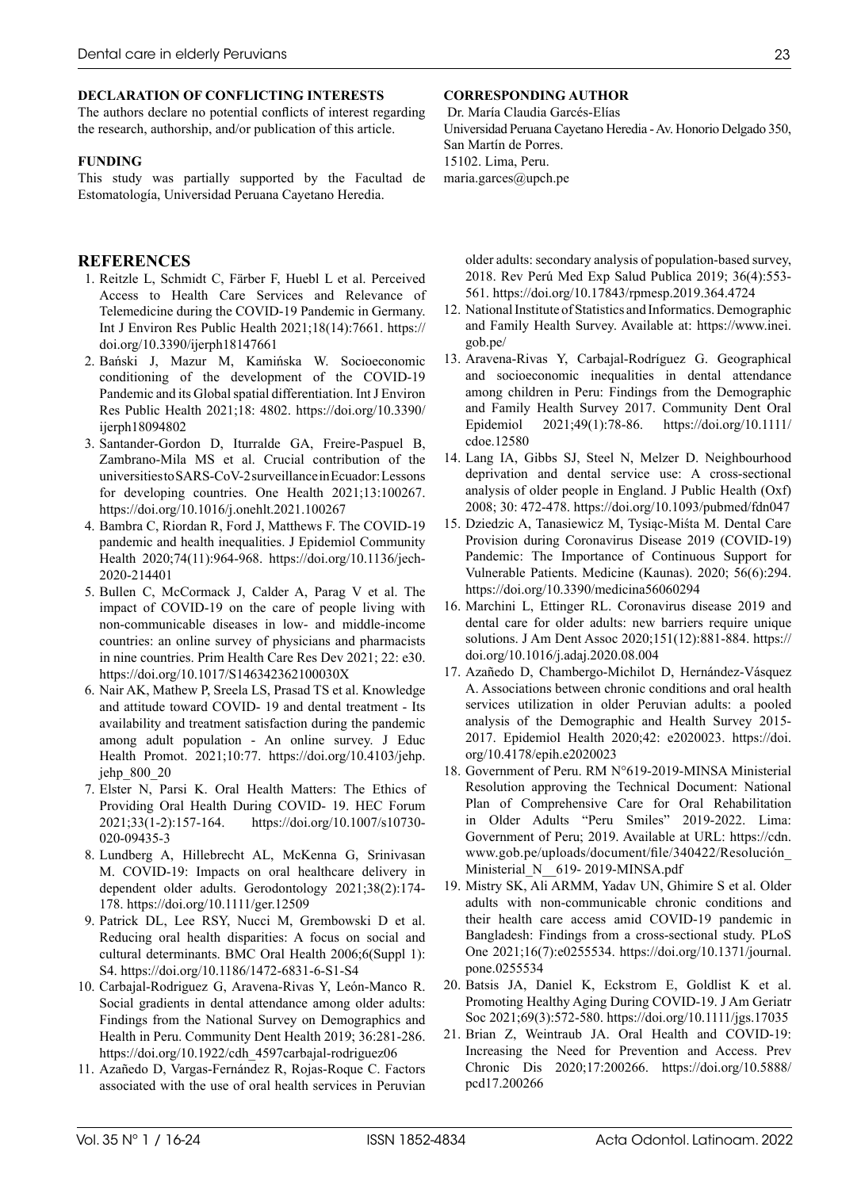**DECLARATION OF CONFLICTING INTERESTS**

The authors declare no potential conflicts of interest regarding the research, authorship, and/or publication of this article.

**FUNDING**

This study was partially supported by the Facultad de Estomatología, Universidad Peruana Cayetano Heredia.

**CORRESPONDING AUTHOR**

Dr. María Claudia Garcés-Elías
Universidad Peruana Cayetano Heredia - Av. Honorio Delgado 350, San Martín de Porres.
15102. Lima, Peru.
maria.garces@upch.pe

## REFERENCES

1. Reitzle L, Schmidt C, Färber F, Huebl L et al. Perceived Access to Health Care Services and Relevance of Telemedicine during the COVID-19 Pandemic in Germany. Int J Environ Res Public Health 2021;18(14):7661. https://doi.org/10.3390/ijerph18147661
2. Bański J, Mazur M, Kamińska W. Socioeconomic conditioning of the development of the COVID-19 Pandemic and its Global spatial differentiation. Int J Environ Res Public Health 2021;18: 4802. https://doi.org/10.3390/ijerph18094802
3. Santander-Gordon D, Iturralde GA, Freire-Paspuel B, Zambrano-Mila MS et al. Crucial contribution of the universities to SARS-CoV-2 surveillance in Ecuador: Lessons for developing countries. One Health 2021;13:100267. https://doi.org/10.1016/j.onehlt.2021.100267
4. Bambra C, Riordan R, Ford J, Matthews F. The COVID-19 pandemic and health inequalities. J Epidemiol Community Health 2020;74(11):964-968. https://doi.org/10.1136/jech-2020-214401
5. Bullen C, McCormack J, Calder A, Parag V et al. The impact of COVID-19 on the care of people living with non-communicable diseases in low- and middle-income countries: an online survey of physicians and pharmacists in nine countries. Prim Health Care Res Dev 2021; 22: e30. https://doi.org/10.1017/S146342362100030X
6. Nair AK, Mathew P, Sreela LS, Prasad TS et al. Knowledge and attitude toward COVID- 19 and dental treatment - Its availability and treatment satisfaction during the pandemic among adult population - An online survey. J Educ Health Promot. 2021;10:77. https://doi.org/10.4103/jehp.jehp_800_20
7. Elster N, Parsi K. Oral Health Matters: The Ethics of Providing Oral Health During COVID- 19. HEC Forum 2021;33(1-2):157-164. https://doi.org/10.1007/s10730-020-09435-3
8. Lundberg A, Hillebrecht AL, McKenna G, Srinivasan M. COVID-19: Impacts on oral healthcare delivery in dependent older adults. Gerodontology 2021;38(2):174-178. https://doi.org/10.1111/ger.12509
9. Patrick DL, Lee RSY, Nucci M, Grembowski D et al. Reducing oral health disparities: A focus on social and cultural determinants. BMC Oral Health 2006;6(Suppl 1): S4. https://doi.org/10.1186/1472-6831-6-S1-S4
10. Carbajal-Rodriguez G, Aravena-Rivas Y, León-Manco R. Social gradients in dental attendance among older adults: Findings from the National Survey on Demographics and Health in Peru. Community Dent Health 2019; 36:281-286. https://doi.org/10.1922/cdh_4597carbajal-rodriguez06
11. Azañedo D, Vargas-Fernández R, Rojas-Roque C. Factors associated with the use of oral health services in Peruvian older adults: secondary analysis of population-based survey, 2018. Rev Perú Med Exp Salud Publica 2019; 36(4):553-561. https://doi.org/10.17843/rpmesp.2019.364.4724
12. National Institute of Statistics and Informatics. Demographic and Family Health Survey. Available at: https://www.inei.gob.pe/
13. Aravena-Rivas Y, Carbajal-Rodríguez G. Geographical and socioeconomic inequalities in dental attendance among children in Peru: Findings from the Demographic and Family Health Survey 2017. Community Dent Oral Epidemiol 2021;49(1):78-86. https://doi.org/10.1111/cdoe.12580
14. Lang IA, Gibbs SJ, Steel N, Melzer D. Neighbourhood deprivation and dental service use: A cross-sectional analysis of older people in England. J Public Health (Oxf) 2008; 30: 472-478. https://doi.org/10.1093/pubmed/fdn047
15. Dziedzic A, Tanasiewicz M, Tysiąc-Miśta M. Dental Care Provision during Coronavirus Disease 2019 (COVID-19) Pandemic: The Importance of Continuous Support for Vulnerable Patients. Medicine (Kaunas). 2020; 56(6):294. https://doi.org/10.3390/medicina56060294
16. Marchini L, Ettinger RL. Coronavirus disease 2019 and dental care for older adults: new barriers require unique solutions. J Am Dent Assoc 2020;151(12):881-884. https://doi.org/10.1016/j.adaj.2020.08.004
17. Azañedo D, Chambergo-Michilot D, Hernández-Vásquez A. Associations between chronic conditions and oral health services utilization in older Peruvian adults: a pooled analysis of the Demographic and Health Survey 2015-2017. Epidemiol Health 2020;42: e2020023. https://doi.org/10.4178/epih.e2020023
18. Government of Peru. RM N°619-2019-MINSA Ministerial Resolution approving the Technical Document: National Plan of Comprehensive Care for Oral Rehabilitation in Older Adults "Peru Smiles" 2019-2022. Lima: Government of Peru; 2019. Available at URL: https://cdn.www.gob.pe/uploads/document/file/340422/Resolución_Ministerial_N__619- 2019-MINSA.pdf
19. Mistry SK, Ali ARMM, Yadav UN, Ghimire S et al. Older adults with non-communicable chronic conditions and their health care access amid COVID-19 pandemic in Bangladesh: Findings from a cross-sectional study. PLoS One 2021;16(7):e0255534. https://doi.org/10.1371/journal.pone.0255534
20. Batsis JA, Daniel K, Eckstrom E, Goldlist K et al. Promoting Healthy Aging During COVID-19. J Am Geriatr Soc 2021;69(3):572-580. https://doi.org/10.1111/jgs.17035
21. Brian Z, Weintraub JA. Oral Health and COVID-19: Increasing the Need for Prevention and Access. Prev Chronic Dis 2020;17:200266. https://doi.org/10.5888/pcd17.200266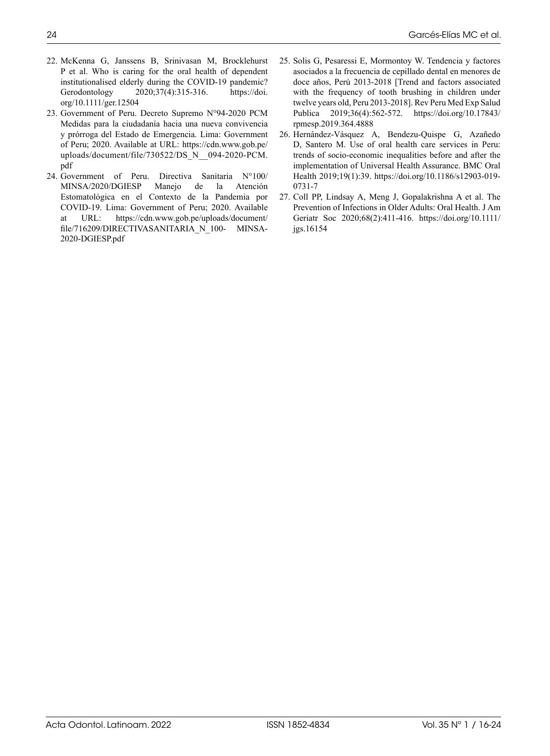22. McKenna G, Janssens B, Srinivasan M, Brocklehurst P et al. Who is caring for the oral health of dependent institutionalised elderly during the COVID-19 pandemic? Gerodontology 2020;37(4):315-316. https://doi.org/10.1111/ger.12504
23. Government of Peru. Decreto Supremo N°94-2020 PCM Medidas para la ciudadanía hacia una nueva convivencia y prórroga del Estado de Emergencia. Lima: Government of Peru; 2020. Available at URL: https://cdn.www.gob.pe/uploads/document/file/730522/DS_N__094-2020-PCM.pdf
24. Government of Peru. Directiva Sanitaria N°100/MINSA/2020/DGIESP Manejo de la Atención Estomatológica en el Contexto de la Pandemia por COVID-19. Lima: Government of Peru; 2020. Available at URL: https://cdn.www.gob.pe/uploads/document/file/716209/DIRECTIVASANITARIA_N_100- MINSA-2020-DGIESP.pdf
25. Solis G, Pesaressi E, Mormontoy W. Tendencia y factores asociados a la frecuencia de cepillado dental en menores de doce años, Perú 2013-2018 [Trend and factors associated with the frequency of tooth brushing in children under twelve years old, Peru 2013-2018]. Rev Peru Med Exp Salud Publica 2019;36(4):562-572. https://doi.org/10.17843/rpmesp.2019.364.4888
26. Hernández-Vásquez A, Bendezu-Quispe G, Azañedo D, Santero M. Use of oral health care services in Peru: trends of socio-economic inequalities before and after the implementation of Universal Health Assurance. BMC Oral Health 2019;19(1):39. https://doi.org/10.1186/s12903-019-0731-7
27. Coll PP, Lindsay A, Meng J, Gopalakrishna A et al. The Prevention of Infections in Older Adults: Oral Health. J Am Geriatr Soc 2020;68(2):411-416. https://doi.org/10.1111/jgs.16154